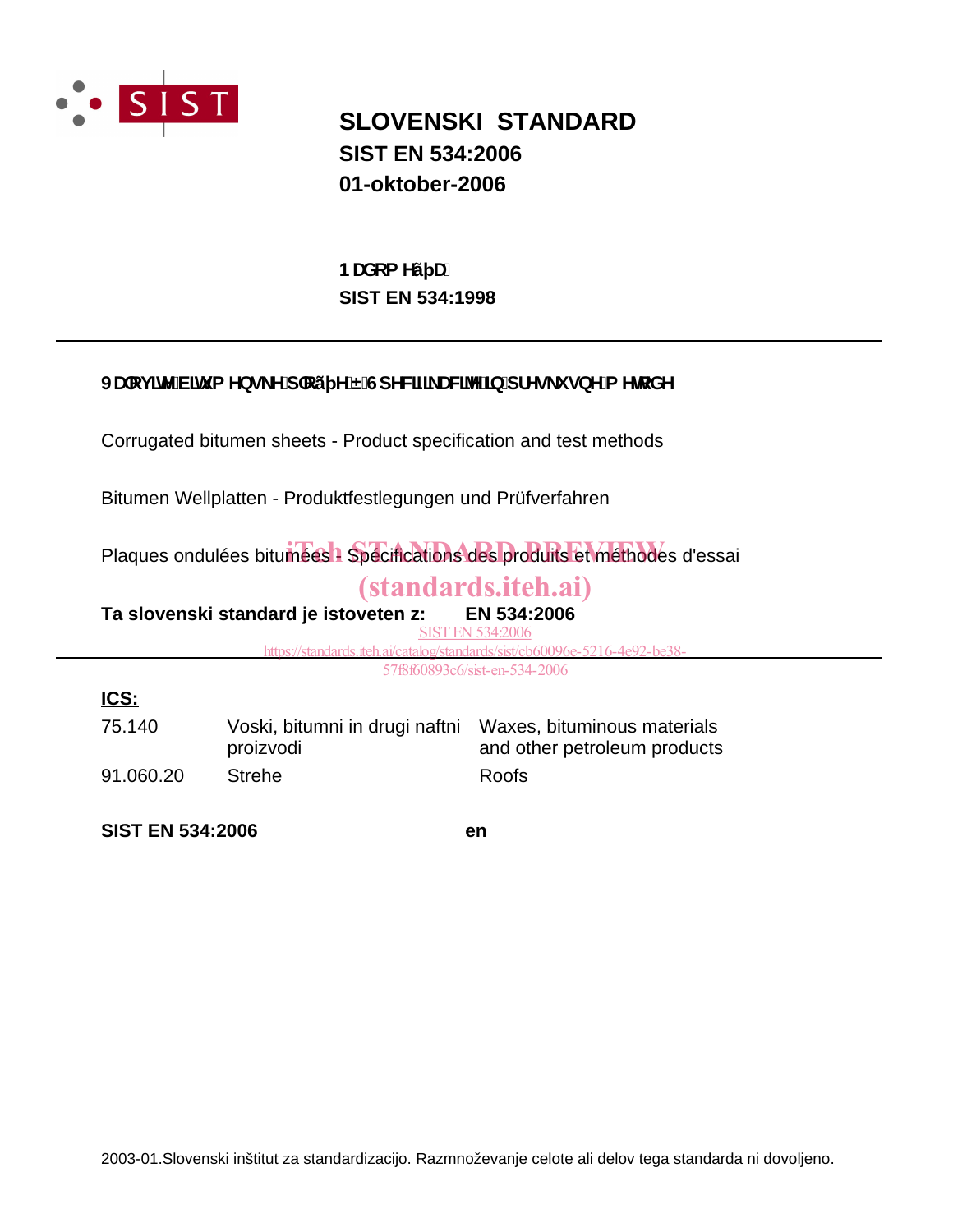# SLOVENSKI STANDARD
## SIST EN 534:2006
## 01-oktober-2006

**Nadomešča:**
**SIST EN 534:1998**

---

**Valovite bitumenske plošče – Specifikacija in preskusne metode**

Corrugated bitumen sheets - Product specification and test methods

Bitumen Wellplatten - Produktfestlegungen und Prüfverfahren

Plaques ondulées bitumées - Spécifications des produits et méthodes d'essai

**Ta slovenski standard je istoveten z: EN 534:2006**

---

**ICS:**

| | | |
|---|---|---|
| 75.140 | Voski, bitumni in drugi naftni proizvodi | Waxes, bituminous materials and other petroleum products |
| 91.060.20 | Strehe | Roofs |

**SIST EN 534:2006** **en**

2003-01.Slovenski inštitut za standardizacijo. Razmnoževanje celote ali delov tega standarda ni dovoljeno.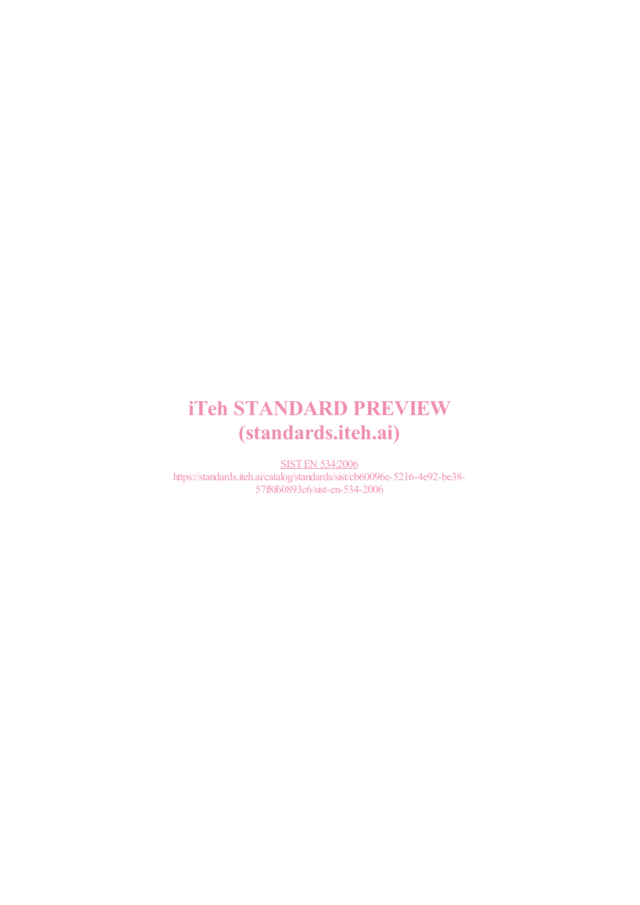# iTeh STANDARD PREVIEW
## (standards.iteh.ai)

SIST EN 534:2006
https://standards.iteh.ai/catalog/standards/sist/cb60096e-5216-4e92-be38-57f8f60893c6/sist-en-534-2006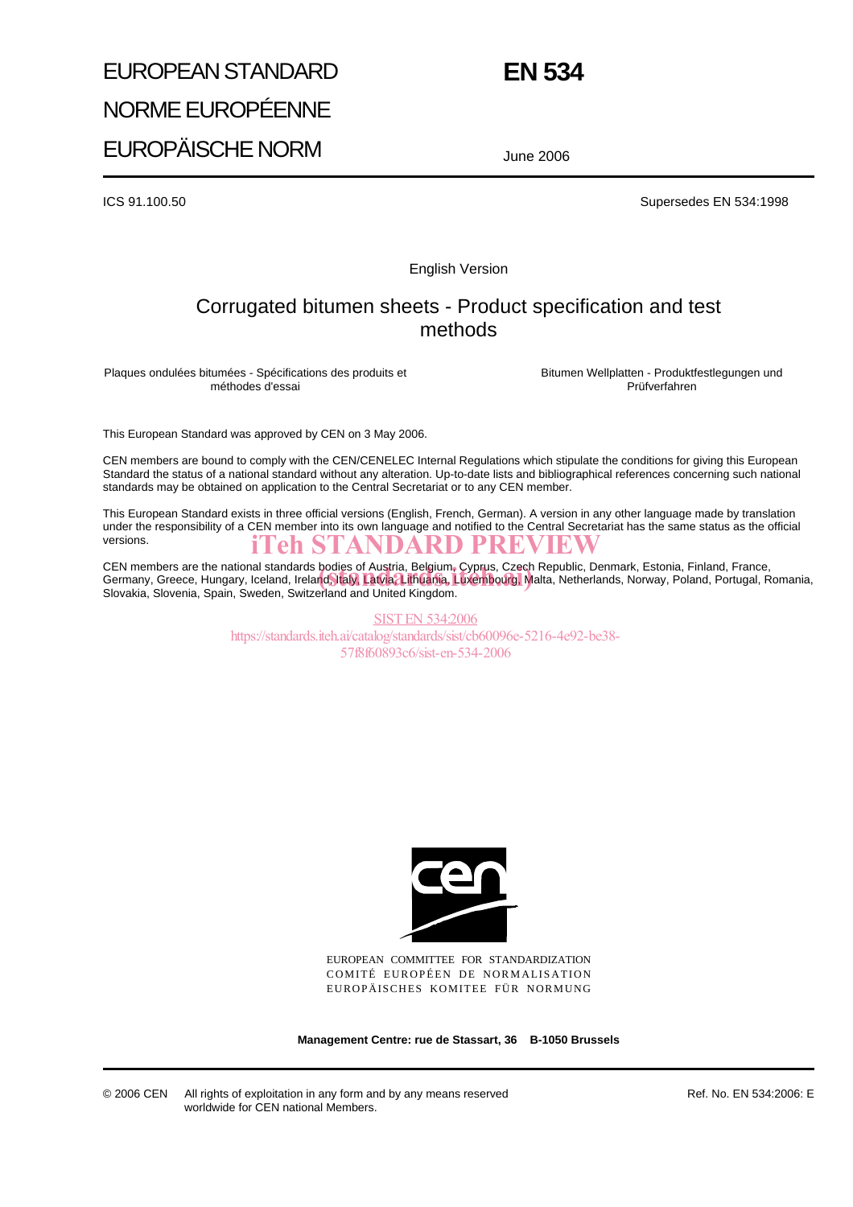# EUROPEAN STANDARD

# NORME EUROPÉENNE

# EUROPÄISCHE NORM

# EN 534

June 2006

ICS 91.100.50

Supersedes EN 534:1998

English Version

## Corrugated bitumen sheets - Product specification and test methods

Plaques ondulées bitumées - Spécifications des produits et méthodes d'essai

Bitumen Wellplatten - Produktfestlegungen und Prüfverfahren

This European Standard was approved by CEN on 3 May 2006.

CEN members are bound to comply with the CEN/CENELEC Internal Regulations which stipulate the conditions for giving this European Standard the status of a national standard without any alteration. Up-to-date lists and bibliographical references concerning such national standards may be obtained on application to the Central Secretariat or to any CEN member.

This European Standard exists in three official versions (English, French, German). A version in any other language made by translation under the responsibility of a CEN member into its own language and notified to the Central Secretariat has the same status as the official versions.

iTeh STANDARD PREVIEW

CEN members are the national standards bodies of Austria, Belgium, Cyprus, Czech Republic, Denmark, Estonia, Finland, France, Germany, Greece, Hungary, Iceland, Ireland, Italy, Latvia, Lithuania, Luxembourg, Malta, Netherlands, Norway, Poland, Portugal, Romania, Slovakia, Slovenia, Spain, Sweden, Switzerland and United Kingdom.

(standards.iteh.ai)

SIST EN 534:2006
https://standards.iteh.ai/catalog/standards/sist/cb60096e-5216-4e92-be38-57f8f60893c6/sist-en-534-2006

EUROPEAN COMMITTEE FOR STANDARDIZATION
COMITÉ EUROPÉEN DE NORMALISATION
EUROPÄISCHES KOMITEE FÜR NORMUNG

**Management Centre: rue de Stassart, 36 B-1050 Brussels**

© 2006 CEN All rights of exploitation in any form and by any means reserved worldwide for CEN national Members.

Ref. No. EN 534:2006: E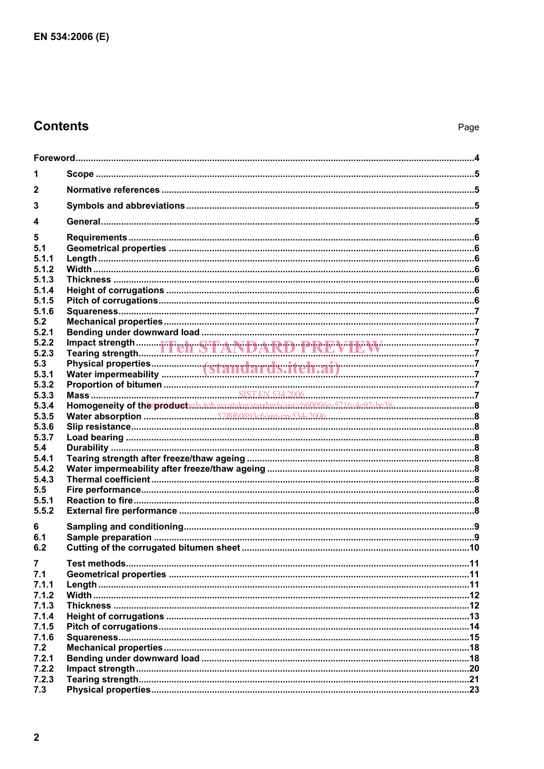# Contents

Page

Foreword ....4

1 Scope ....5

2 Normative references ....5

3 Symbols and abbreviations ....5

4 General ....5

5 Requirements ....6
5.1 Geometrical properties ....6
5.1.1 Length ....6
5.1.2 Width ....6
5.1.3 Thickness ....6
5.1.4 Height of corrugations ....6
5.1.5 Pitch of corrugations ....6
5.1.6 Squareness ....7
5.2 Mechanical properties ....7
5.2.1 Bending under downward load ....7
5.2.2 Impact strength ....7
5.2.3 Tearing strength ....7
5.3 Physical properties ....7
5.3.1 Water impermeability ....7
5.3.2 Proportion of bitumen ....7
5.3.3 Mass ....7
5.3.4 Homogeneity of the product ....8
5.3.5 Water absorption ....8
5.3.6 Slip resistance ....8
5.3.7 Load bearing ....8
5.4 Durability ....8
5.4.1 Tearing strength after freeze/thaw ageing ....8
5.4.2 Water impermeability after freeze/thaw ageing ....8
5.4.3 Thermal coefficient ....8
5.5 Fire performance ....8
5.5.1 Reaction to fire ....8
5.5.2 External fire performance ....8

6 Sampling and conditioning ....9
6.1 Sample preparation ....9
6.2 Cutting of the corrugated bitumen sheet ....10

7 Test methods ....11
7.1 Geometrical properties ....11
7.1.1 Length ....11
7.1.2 Width ....12
7.1.3 Thickness ....12
7.1.4 Height of corrugations ....13
7.1.5 Pitch of corrugations ....14
7.1.6 Squareness ....15
7.2 Mechanical properties ....18
7.2.1 Bending under downward load ....18
7.2.2 Impact strength ....20
7.2.3 Tearing strength ....21
7.3 Physical properties ....23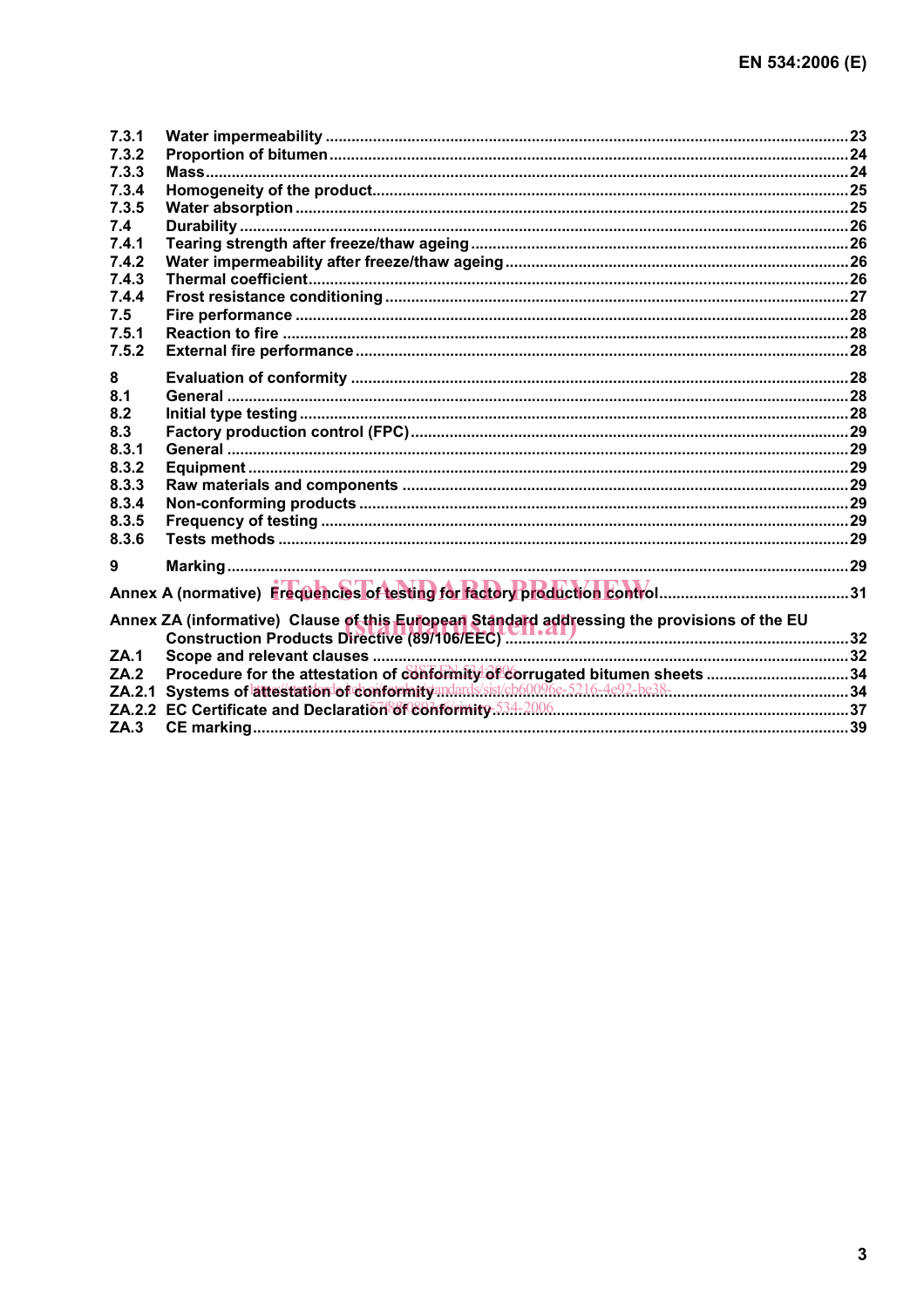7.3.1 Water impermeability ........................................................................................................................23
7.3.2 Proportion of bitumen .......................................................................................................................24
7.3.3 Mass ...................................................................................................................................................24
7.3.4 Homogeneity of the product.............................................................................................................25
7.3.5 Water absorption ...............................................................................................................................25
7.4 Durability ............................................................................................................................................26
7.4.1 Tearing strength after freeze/thaw ageing ......................................................................................26
7.4.2 Water impermeability after freeze/thaw ageing ..............................................................................26
7.4.3 Thermal coefficient............................................................................................................................26
7.4.4 Frost resistance conditioning ..........................................................................................................27
7.5 Fire performance ..............................................................................................................................28
7.5.1 Reaction to fire ..................................................................................................................................28
7.5.2 External fire performance .................................................................................................................28

8 Evaluation of conformity ..................................................................................................................28
8.1 General ...............................................................................................................................................28
8.2 Initial type testing ..............................................................................................................................28
8.3 Factory production control (FPC) ....................................................................................................29
8.3.1 General ...............................................................................................................................................29
8.3.2 Equipment ..........................................................................................................................................29
8.3.3 Raw materials and components .......................................................................................................29
8.3.4 Non-conforming products .................................................................................................................29
8.3.5 Frequency of testing ..........................................................................................................................29
8.3.6 Tests methods ....................................................................................................................................29

9 Marking................................................................................................................................................29

Annex A (normative) Frequencies of testing for factory production control...........................................31

Annex ZA (informative) Clause of this European Standard addressing the provisions of the EU Construction Products Directive (89/106/EEC) ................................................................................32
ZA.1 Scope and relevant clauses .............................................................................................................32
ZA.2 Procedure for the attestation of conformity of corrugated bitumen sheets .................................34
ZA.2.1 Systems of attestation of conformity ..............................................................................................34
ZA.2.2 EC Certificate and Declaration of conformity ..................................................................................37
ZA.3 CE marking.........................................................................................................................................39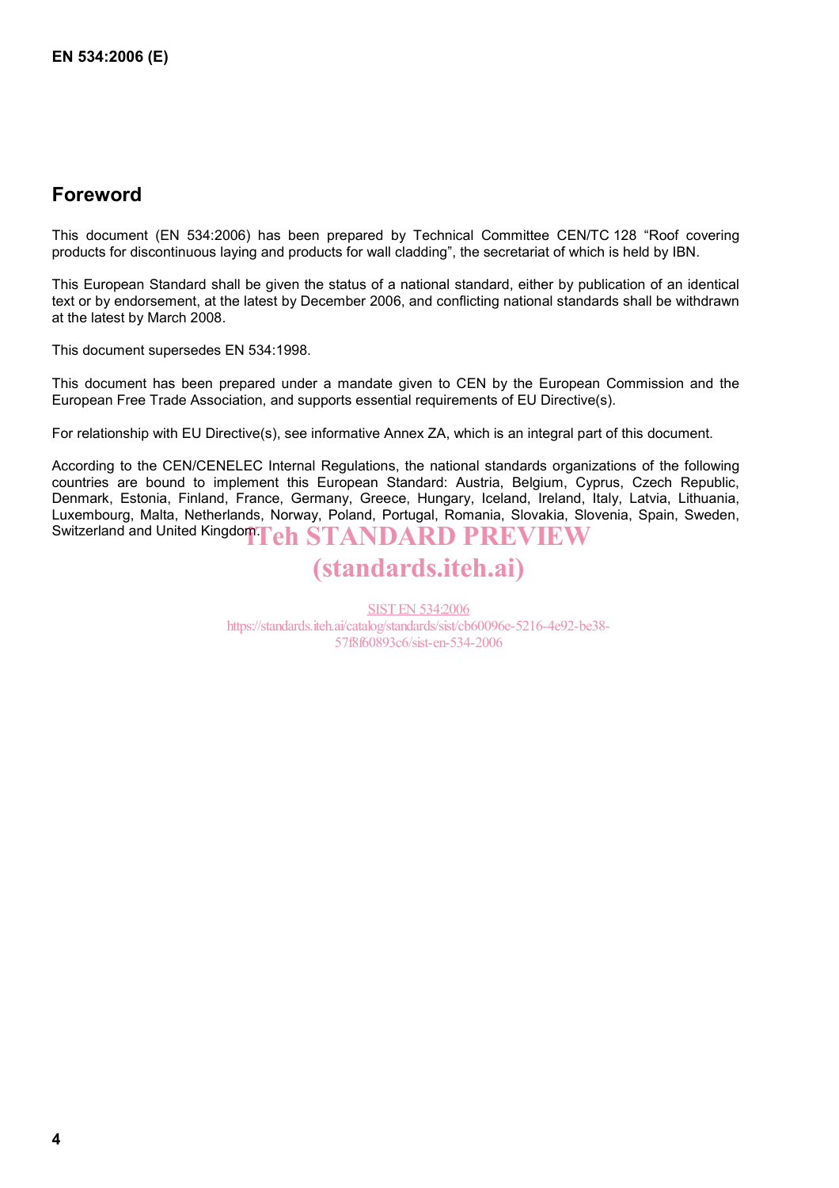## Foreword

This document (EN 534:2006) has been prepared by Technical Committee CEN/TC 128 “Roof covering products for discontinuous laying and products for wall cladding”, the secretariat of which is held by IBN.

This European Standard shall be given the status of a national standard, either by publication of an identical text or by endorsement, at the latest by December 2006, and conflicting national standards shall be withdrawn at the latest by March 2008.

This document supersedes EN 534:1998.

This document has been prepared under a mandate given to CEN by the European Commission and the European Free Trade Association, and supports essential requirements of EU Directive(s).

For relationship with EU Directive(s), see informative Annex ZA, which is an integral part of this document.

According to the CEN/CENELEC Internal Regulations, the national standards organizations of the following countries are bound to implement this European Standard: Austria, Belgium, Cyprus, Czech Republic, Denmark, Estonia, Finland, France, Germany, Greece, Hungary, Iceland, Ireland, Italy, Latvia, Lithuania, Luxembourg, Malta, Netherlands, Norway, Poland, Portugal, Romania, Slovakia, Slovenia, Spain, Sweden, Switzerland and United Kingdom.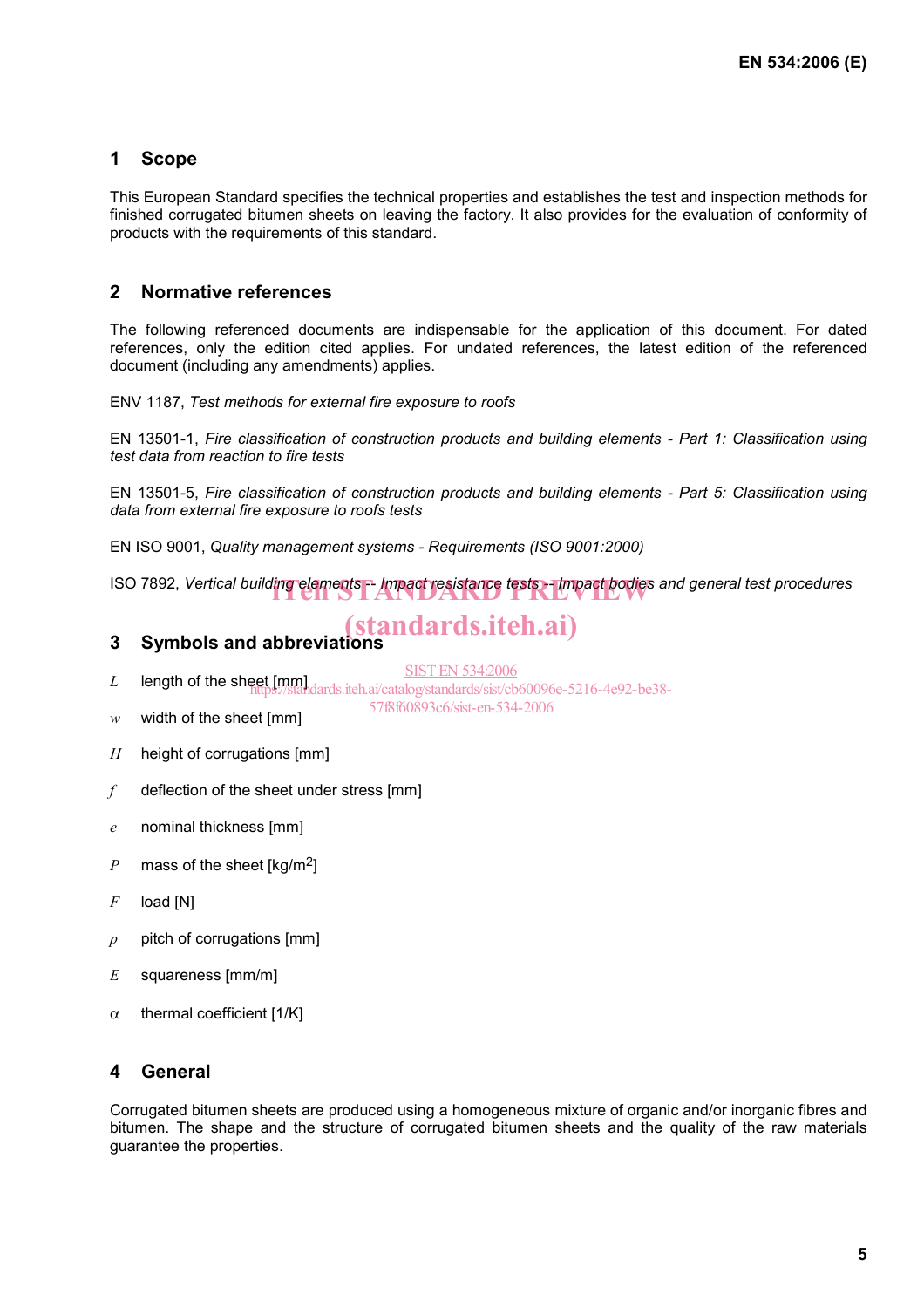## 1 Scope

This European Standard specifies the technical properties and establishes the test and inspection methods for finished corrugated bitumen sheets on leaving the factory. It also provides for the evaluation of conformity of products with the requirements of this standard.

## 2 Normative references

The following referenced documents are indispensable for the application of this document. For dated references, only the edition cited applies. For undated references, the latest edition of the referenced document (including any amendments) applies.

ENV 1187, *Test methods for external fire exposure to roofs*

EN 13501-1, *Fire classification of construction products and building elements - Part 1: Classification using test data from reaction to fire tests*

EN 13501-5, *Fire classification of construction products and building elements - Part 5: Classification using data from external fire exposure to roofs tests*

EN ISO 9001, *Quality management systems - Requirements (ISO 9001:2000)*

ISO 7892, *Vertical building elements -- Impact resistance tests -- Impact bodies and general test procedures*

## 3 Symbols and abbreviations

$L$ length of the sheet [mm]

$w$ width of the sheet [mm]

$H$ height of corrugations [mm]

$f$ deflection of the sheet under stress [mm]

$e$ nominal thickness [mm]

$P$ mass of the sheet [kg/m$^2$]

$F$ load [N]

$p$ pitch of corrugations [mm]

$E$ squareness [mm/m]

$\alpha$ thermal coefficient [1/K]

## 4 General

Corrugated bitumen sheets are produced using a homogeneous mixture of organic and/or inorganic fibres and bitumen. The shape and the structure of corrugated bitumen sheets and the quality of the raw materials guarantee the properties.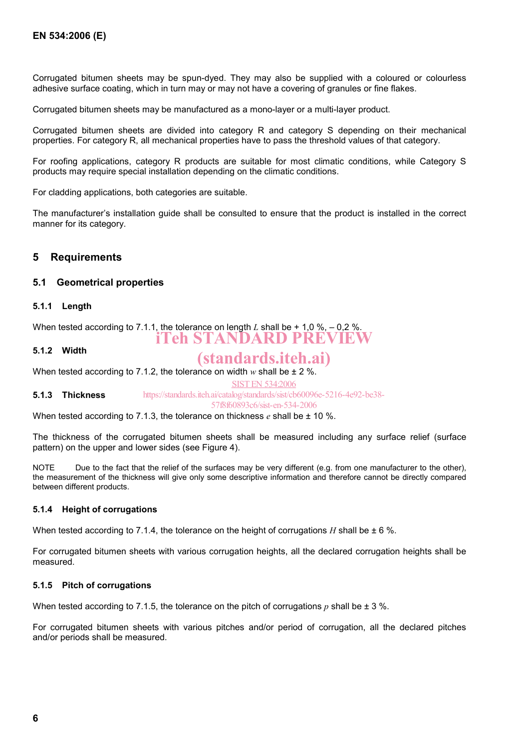Corrugated bitumen sheets may be spun-dyed. They may also be supplied with a coloured or colourless adhesive surface coating, which in turn may or may not have a covering of granules or fine flakes.

Corrugated bitumen sheets may be manufactured as a mono-layer or a multi-layer product.

Corrugated bitumen sheets are divided into category R and category S depending on their mechanical properties. For category R, all mechanical properties have to pass the threshold values of that category.

For roofing applications, category R products are suitable for most climatic conditions, while Category S products may require special installation depending on the climatic conditions.

For cladding applications, both categories are suitable.

The manufacturer's installation guide shall be consulted to ensure that the product is installed in the correct manner for its category.

## 5 Requirements

### 5.1 Geometrical properties

#### 5.1.1 Length

When tested according to 7.1.1, the tolerance on length $L$ shall be + 1,0 %, – 0,2 %.

#### 5.1.2 Width

When tested according to 7.1.2, the tolerance on width $w$ shall be ± 2 %.

#### 5.1.3 Thickness

When tested according to 7.1.3, the tolerance on thickness $e$ shall be ± 10 %.

The thickness of the corrugated bitumen sheets shall be measured including any surface relief (surface pattern) on the upper and lower sides (see Figure 4).

NOTE Due to the fact that the relief of the surfaces may be very different (e.g. from one manufacturer to the other), the measurement of the thickness will give only some descriptive information and therefore cannot be directly compared between different products.

#### 5.1.4 Height of corrugations

When tested according to 7.1.4, the tolerance on the height of corrugations $H$ shall be ± 6 %.

For corrugated bitumen sheets with various corrugation heights, all the declared corrugation heights shall be measured.

#### 5.1.5 Pitch of corrugations

When tested according to 7.1.5, the tolerance on the pitch of corrugations $p$ shall be ± 3 %.

For corrugated bitumen sheets with various pitches and/or period of corrugation, all the declared pitches and/or periods shall be measured.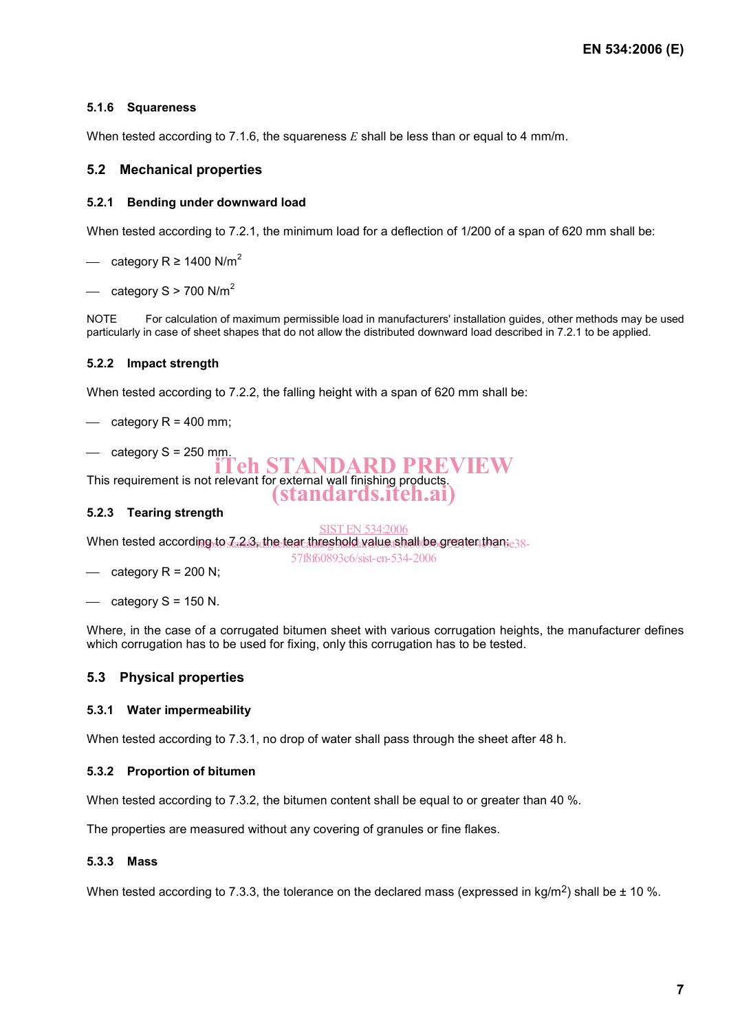### 5.1.6 Squareness

When tested according to 7.1.6, the squareness $E$ shall be less than or equal to 4 mm/m.

## 5.2 Mechanical properties

### 5.2.1 Bending under downward load

When tested according to 7.2.1, the minimum load for a deflection of 1/200 of a span of 620 mm shall be:

- category R ≥ 1400 N/m$^2$
- category S > 700 N/m$^2$

NOTE For calculation of maximum permissible load in manufacturers' installation guides, other methods may be used particularly in case of sheet shapes that do not allow the distributed downward load described in 7.2.1 to be applied.

### 5.2.2 Impact strength

When tested according to 7.2.2, the falling height with a span of 620 mm shall be:

- category R = 400 mm;
- category S = 250 mm.

This requirement is not relevant for external wall finishing products.

### 5.2.3 Tearing strength

When tested according to 7.2.3, the tear threshold value shall be greater than:

- category R = 200 N;
- category S = 150 N.

Where, in the case of a corrugated bitumen sheet with various corrugation heights, the manufacturer defines which corrugation has to be used for fixing, only this corrugation has to be tested.

## 5.3 Physical properties

### 5.3.1 Water impermeability

When tested according to 7.3.1, no drop of water shall pass through the sheet after 48 h.

### 5.3.2 Proportion of bitumen

When tested according to 7.3.2, the bitumen content shall be equal to or greater than 40 %.

The properties are measured without any covering of granules or fine flakes.

### 5.3.3 Mass

When tested according to 7.3.3, the tolerance on the declared mass (expressed in kg/m$^2$) shall be ± 10 %.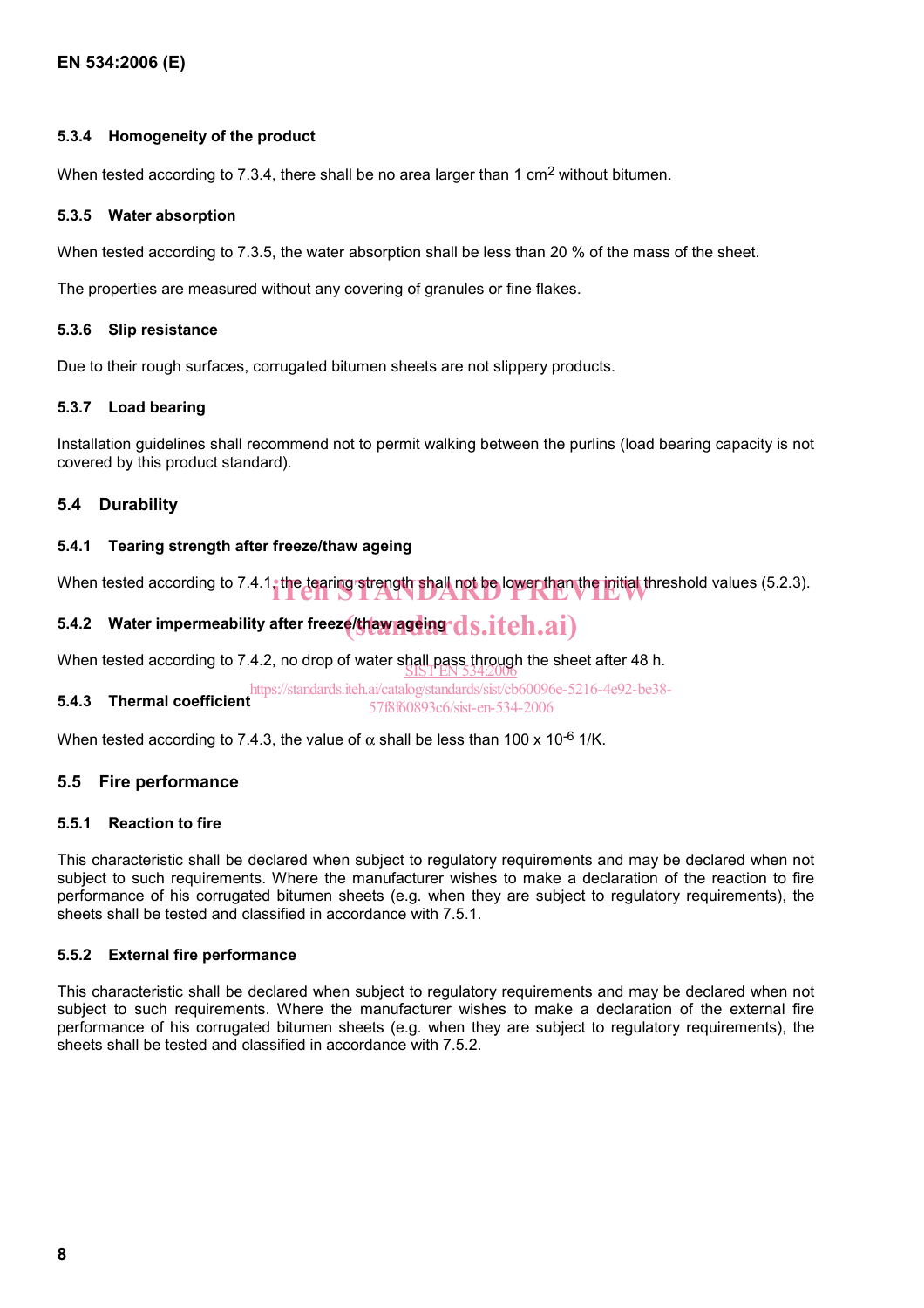#### 5.3.4 Homogeneity of the product

When tested according to 7.3.4, there shall be no area larger than 1 $cm^2$ without bitumen.

#### 5.3.5 Water absorption

When tested according to 7.3.5, the water absorption shall be less than 20 % of the mass of the sheet.

The properties are measured without any covering of granules or fine flakes.

#### 5.3.6 Slip resistance

Due to their rough surfaces, corrugated bitumen sheets are not slippery products.

#### 5.3.7 Load bearing

Installation guidelines shall recommend not to permit walking between the purlins (load bearing capacity is not covered by this product standard).

### 5.4 Durability

#### 5.4.1 Tearing strength after freeze/thaw ageing

When tested according to 7.4.1, the tearing strength shall not be lower than the initial threshold values (5.2.3).

#### 5.4.2 Water impermeability after freeze/thaw ageing

When tested according to 7.4.2, no drop of water shall pass through the sheet after 48 h.

#### 5.4.3 Thermal coefficient

When tested according to 7.4.3, the value of $\alpha$ shall be less than 100 x $10^{-6}$ 1/K.

### 5.5 Fire performance

#### 5.5.1 Reaction to fire

This characteristic shall be declared when subject to regulatory requirements and may be declared when not subject to such requirements. Where the manufacturer wishes to make a declaration of the reaction to fire performance of his corrugated bitumen sheets (e.g. when they are subject to regulatory requirements), the sheets shall be tested and classified in accordance with 7.5.1.

#### 5.5.2 External fire performance

This characteristic shall be declared when subject to regulatory requirements and may be declared when not subject to such requirements. Where the manufacturer wishes to make a declaration of the external fire performance of his corrugated bitumen sheets (e.g. when they are subject to regulatory requirements), the sheets shall be tested and classified in accordance with 7.5.2.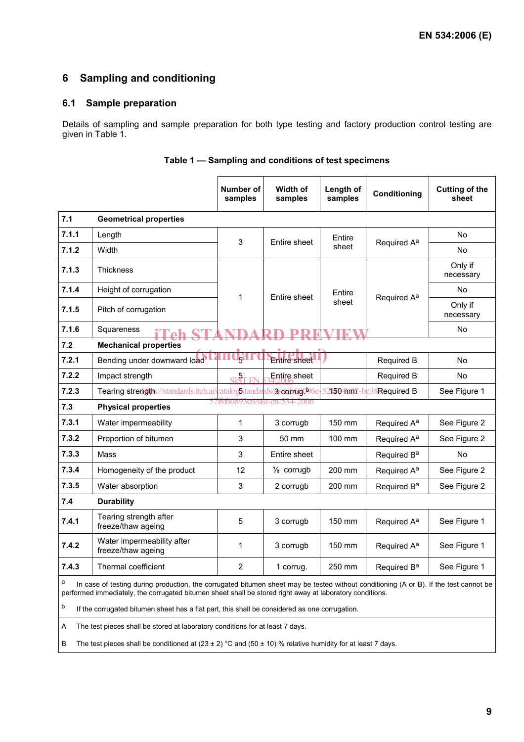## 6 Sampling and conditioning

### 6.1 Sample preparation

Details of sampling and sample preparation for both type testing and factory production control testing are given in Table 1.

**Table 1 — Sampling and conditions of test specimens**

| | | Number of samples | Width of samples | Length of samples | Conditioning | Cutting of the sheet |
|---|---|---|---|---|---|---|
| **7.1** | **Geometrical properties** | | | | | |
| 7.1.1 | Length | 3 | Entire sheet | Entire sheet | Required A[a] | No |
| 7.1.2 | Width | | | | | No |
| 7.1.3 | Thickness | 1 | Entire sheet | Entire sheet | Required A[a] | Only if necessary |
| 7.1.4 | Height of corrugation | | | | | No |
| 7.1.5 | Pitch of corrugation | | | | | Only if necessary |
| 7.1.6 | Squareness | | | | | No |
| **7.2** | **Mechanical properties** | | | | | |
| 7.2.1 | Bending under downward load | 5 | Entire sheet | | Required B | No |
| 7.2.2 | Impact strength | 5 | Entire sheet | | Required B | No |
| 7.2.3 | Tearing strength | 5 | 3 corrug.[b] | 150 mm | Required B | See Figure 1 |
| **7.3** | **Physical properties** | | | | | |
| 7.3.1 | Water impermeability | 1 | 3 corrugb | 150 mm | Required A[a] | See Figure 2 |
| 7.3.2 | Proportion of bitumen | 3 | 50 mm | 100 mm | Required A[a] | See Figure 2 |
| 7.3.3 | Mass | 3 | Entire sheet | | Required B[a] | No |
| 7.3.4 | Homogeneity of the product | 12 | ½ corrugb | 200 mm | Required A[a] | See Figure 2 |
| 7.3.5 | Water absorption | 3 | 2 corrugb | 200 mm | Required B[a] | See Figure 2 |
| **7.4** | **Durability** | | | | | |
| 7.4.1 | Tearing strength after freeze/thaw ageing | 5 | 3 corrugb | 150 mm | Required A[a] | See Figure 1 |
| 7.4.2 | Water impermeability after freeze/thaw ageing | 1 | 3 corrugb | 150 mm | Required A[a] | See Figure 1 |
| 7.4.3 | Thermal coefficient | 2 | 1 corrug. | 250 mm | Required B[a] | See Figure 1 |

[a] In case of testing during production, the corrugated bitumen sheet may be tested without conditioning (A or B). If the test cannot be performed immediately, the corrugated bitumen sheet shall be stored right away at laboratory conditions.

[b] If the corrugated bitumen sheet has a flat part, this shall be considered as one corrugation.

A The test pieces shall be stored at laboratory conditions for at least 7 days.

B The test pieces shall be conditioned at (23 ± 2) °C and (50 ± 10) % relative humidity for at least 7 days.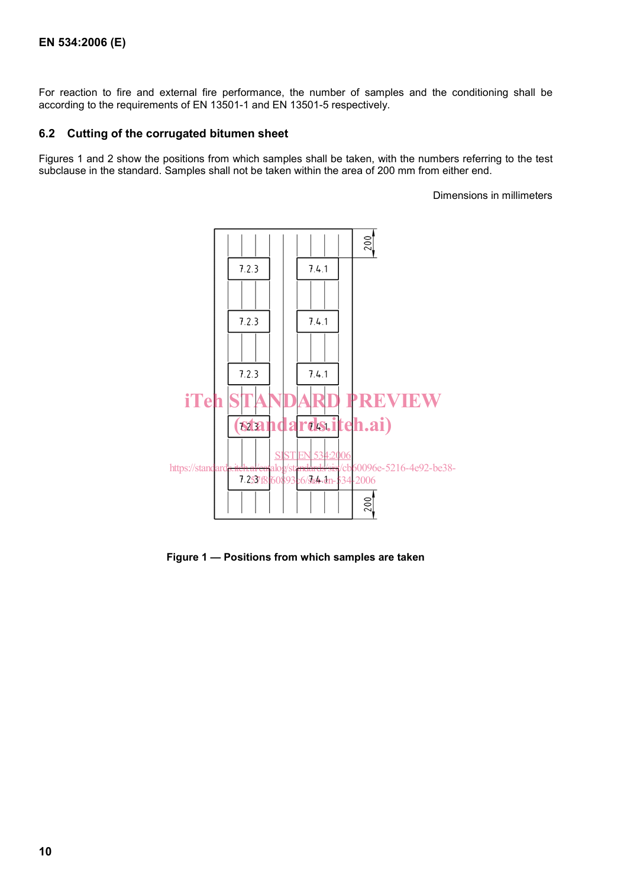For reaction to fire and external fire performance, the number of samples and the conditioning shall be according to the requirements of EN 13501-1 and EN 13501-5 respectively.

## 6.2 Cutting of the corrugated bitumen sheet

Figures 1 and 2 show the positions from which samples shall be taken, with the numbers referring to the test subclause in the standard. Samples shall not be taken within the area of 200 mm from either end.

Dimensions in millimeters

**Figure 1 — Positions from which samples are taken**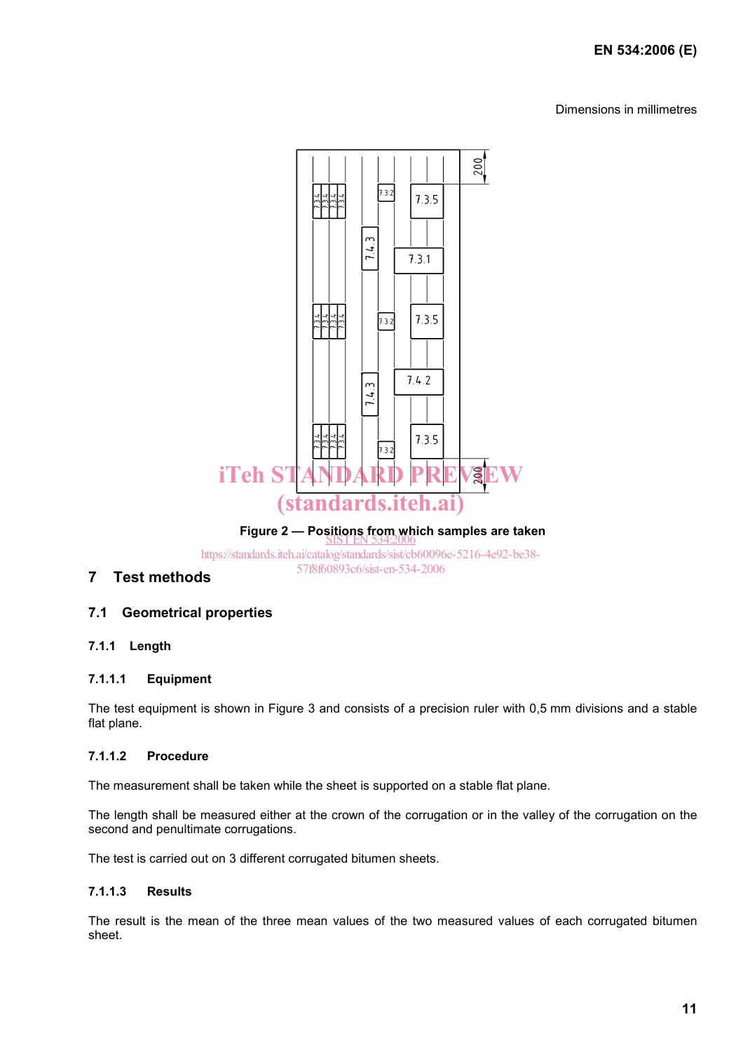Dimensions in millimetres

200

7.3.4 7.3.4 7.3.4 7.3.4

7.3.2

7.3.5

7.4.3

7.3.1

7.3.4 7.3.4 7.3.4 7.3.4

7.3.2

7.3.5

7.4.3

7.4.2

7.3.4 7.3.4 7.3.4 7.3.4

7.3.2

7.3.5

200

Figure 2 — Positions from which samples are taken

## 7 Test methods

### 7.1 Geometrical properties

#### 7.1.1 Length

##### 7.1.1.1 Equipment

The test equipment is shown in Figure 3 and consists of a precision ruler with 0,5 mm divisions and a stable flat plane.

##### 7.1.1.2 Procedure

The measurement shall be taken while the sheet is supported on a stable flat plane.

The length shall be measured either at the crown of the corrugation or in the valley of the corrugation on the second and penultimate corrugations.

The test is carried out on 3 different corrugated bitumen sheets.

##### 7.1.1.3 Results

The result is the mean of the three mean values of the two measured values of each corrugated bitumen sheet.